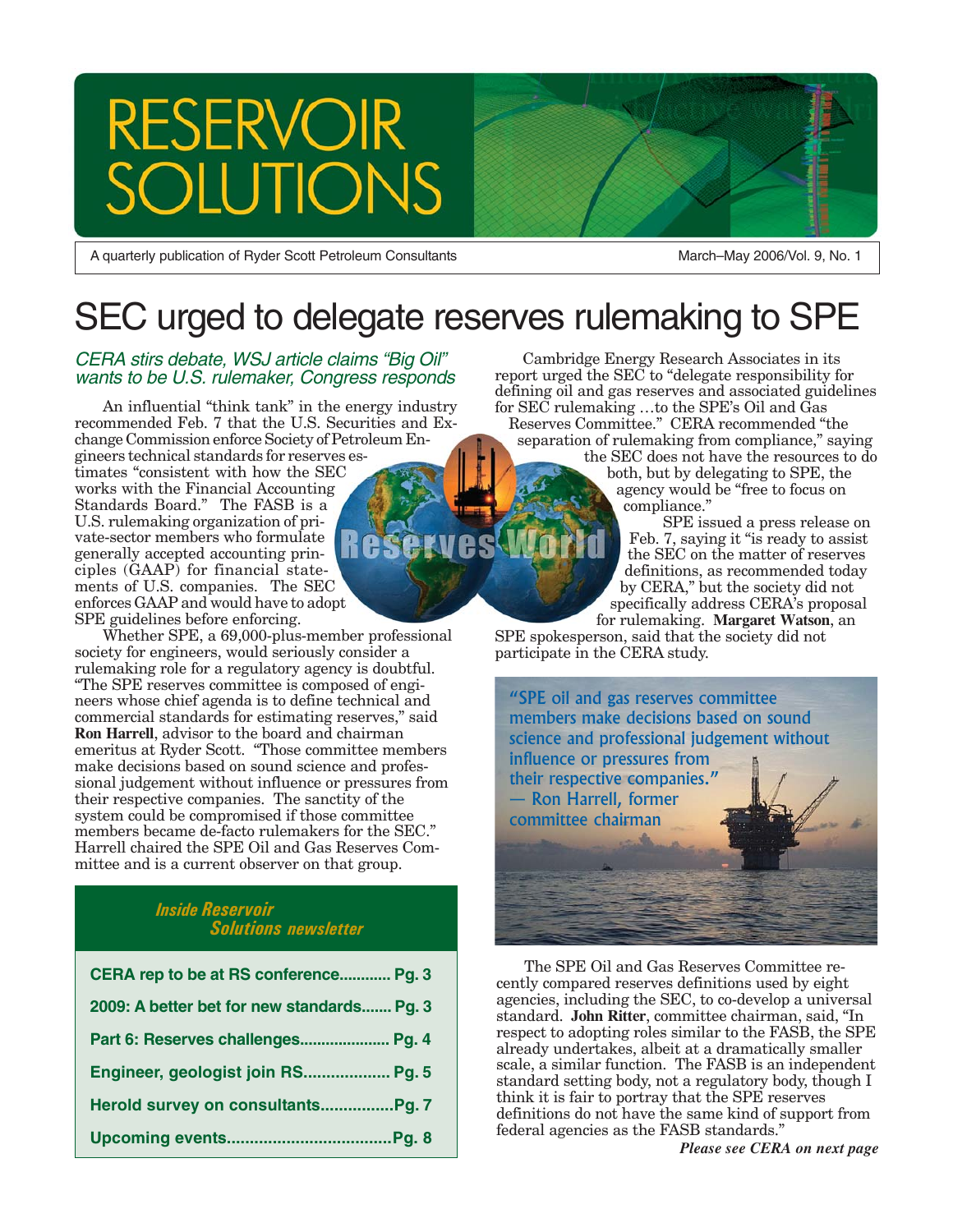# RESERVOIR SOLUTIONS

A quarterly publication of Ryder Scott Petroleum Consultants

March–May 2006/Vol. 9, No. 1

# SEC urged to delegate reserves rulemaking to SPE

*CERA stirs debate, WSJ article claims "Big Oil" wants to be U.S. rulemaker, Congress responds*

An influential "think tank" in the energy industry recommended Feb. 7 that the U.S. Securities and Exchange Commission enforce Society of Petroleum Engineers technical standards for reserves estimates "consistent with how the SEC works with the Financial Accounting Standards Board." The FASB is a U.S. rulemaking organization of private-sector members who formulate generally accepted accounting principles (GAAP) for financial statements of U.S. companies. The SEC enforces GAAP and would have to adopt SPE guidelines before enforcing.

Whether SPE, a 69,000-plus-member professional society for engineers, would seriously consider a rulemaking role for a regulatory agency is doubtful. "The SPE reserves committee is composed of engineers whose chief agenda is to define technical and commercial standards for estimating reserves," said **Ron Harrell**, advisor to the board and chairman emeritus at Ryder Scott. "Those committee members make decisions based on sound science and professional judgement without influence or pressures from their respective companies. The sanctity of the system could be compromised if those committee members became de-facto rulemakers for the SEC." Harrell chaired the SPE Oil and Gas Reserves Committee and is a current observer on that group.

Cambridge Energy Research Associates in its report urged the SEC to "delegate responsibility for defining oil and gas reserves and associated guidelines for SEC rulemaking …to the SPE's Oil and Gas Reserves Committee." CERA recommended "the separation of rulemaking from compliance," saying the SEC does not have the resources to do both, but by delegating to SPE, the agency would be "free to focus on compliance."

SPE issued a press release on Feb. 7, saying it "is ready to assist the SEC on the matter of reserves definitions, as recommended today by CERA," but the society did not specifically address CERA's proposal for rulemaking. **Margaret Watson**, an SPE spokesperson, said that the society did not participate in the CERA study.

> "SPE oil and gas reserves committee members make decisions based on sound science and professional judgement without influence or pressures from their respective companies." — Ron Harrell, former committee chairman

The SPE Oil and Gas Reserves Committee recently compared reserves definitions used by eight agencies, including the SEC, to co-develop a universal standard. **John Ritter**, committee chairman, said, "In respect to adopting roles similar to the FASB, the SPE already undertakes, albeit at a dramatically smaller scale, a similar function. The FASB is an independent standard setting body, not a regulatory body, though I think it is fair to portray that the SPE reserves definitions do not have the same kind of support from federal agencies as the FASB standards."

***Please see CERA on next page***

### *Inside Reservoir Solutions newsletter*

- **CERA rep to be at RS conference............ Pg. 3**
- **2009: A better bet for new standards....... Pg. 3**
- **Part 6: Reserves challenges.................... Pg. 4**
- **Engineer, geologist join RS................... Pg. 5**
- **Herold survey on consultants................Pg. 7**
- **Upcoming events....................................Pg. 8**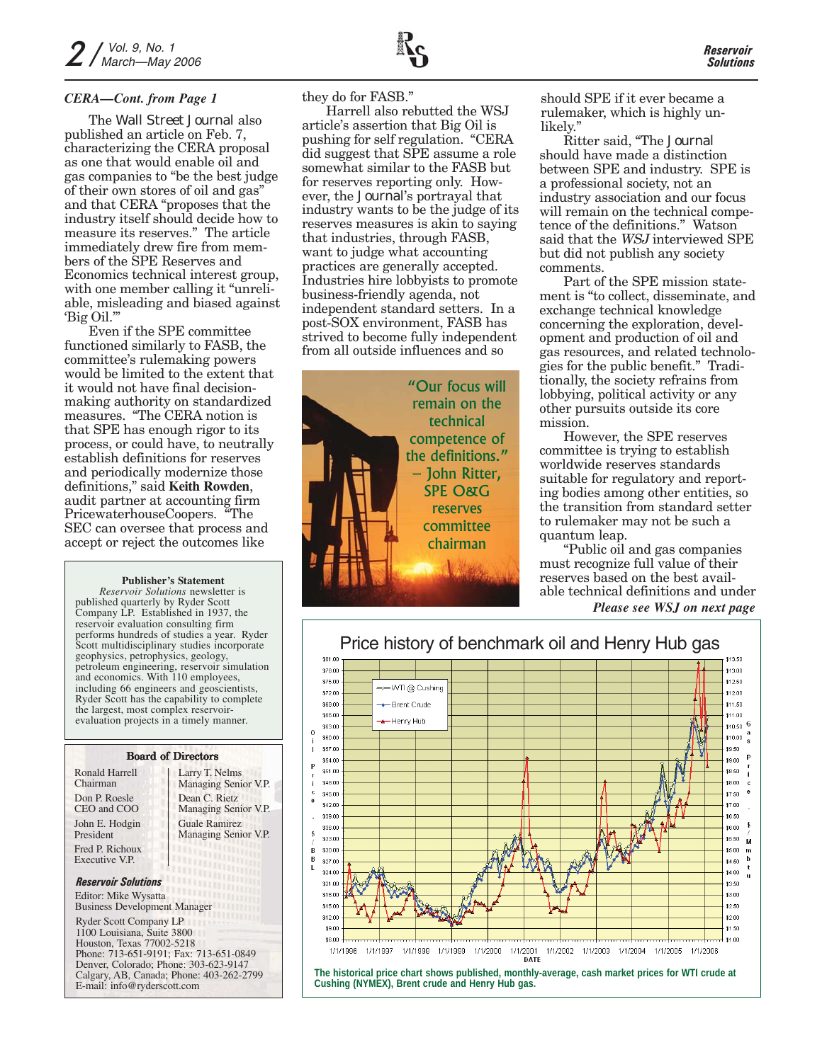*CERA—Cont. from Page 1*

The *Wall Street Journal* also published an article on Feb. 7, characterizing the CERA proposal as one that would enable oil and gas companies to "be the best judge of their own stores of oil and gas" and that CERA "proposes that the industry itself should decide how to measure its reserves." The article immediately drew fire from members of the SPE Reserves and Economics technical interest group, with one member calling it "unreliable, misleading and biased against 'Big Oil.'"

Even if the SPE committee functioned similarly to FASB, the committee's rulemaking powers would be limited to the extent that it would not have final decision-making authority on standardized measures. "The CERA notion is that SPE has enough rigor to its process, or could have, to neutrally establish definitions for reserves and periodically modernize those definitions," said **Keith Rowden**, audit partner at accounting firm PricewaterhouseCoopers. "The SEC can oversee that process and accept or reject the outcomes like they do for FASB."

Harrell also rebutted the WSJ article's assertion that Big Oil is pushing for self regulation. "CERA did suggest that SPE assume a role somewhat similar to the FASB but for reserves reporting only. However, the *Journal*'s portrayal that industry wants to be the judge of its reserves measures is akin to saying that industries, through FASB, want to judge what accounting practices are generally accepted. Industries hire lobbyists to promote business-friendly agenda, not independent standard setters. In a post-SOX environment, FASB has strived to become fully independent from all outside influences and so should SPE if it ever became a rulemaker, which is highly unlikely."

"Our focus will remain on the technical competence of the definitions." – John Ritter, SPE O&G reserves committee chairman

Ritter said, "The *Journal* should have made a distinction between SPE and industry. SPE is a professional society, not an industry association and our focus will remain on the technical competence of the definitions." Watson said that the *WSJ* interviewed SPE but did not publish any society comments.

Part of the SPE mission statement is "to collect, disseminate, and exchange technical knowledge concerning the exploration, development and production of oil and gas resources, and related technologies for the public benefit." Traditionally, the society refrains from lobbying, political activity or any other pursuits outside its core mission.

However, the SPE reserves committee is trying to establish worldwide reserves standards suitable for regulatory and reporting bodies among other entities, so the transition from standard setter to rulemaker may not be such a quantum leap.

"Public oil and gas companies must recognize full value of their reserves based on the best available technical definitions and under

***Please see WSJ on next page***

**Price history of benchmark oil and Henry Hub gas**

**The historical price chart shows published, monthly-average, cash market prices for WTI crude at Cushing (NYMEX), Brent crude and Henry Hub gas.**

---

**Publisher's Statement**

*Reservoir Solutions* newsletter is published quarterly by Ryder Scott Company LP. Established in 1937, the reservoir evaluation consulting firm performs hundreds of studies a year. Ryder Scott multidisciplinary studies incorporate geophysics, petrophysics, geology, petroleum engineering, reservoir simulation and economics. With 110 employees, including 66 engineers and geoscientists, Ryder Scott has the capability to complete the largest, most complex reservoir-evaluation projects in a timely manner.

---

**Board of Directors**

Ronald Harrell
Chairman

Don P. Roesle
CEO and COO

John E. Hodgin
President

Fred P. Richoux
Executive V.P.

Larry T. Nelms
Managing Senior V.P.

Dean C. Rietz
Managing Senior V.P.

Guale Ramirez
Managing Senior V.P.

***Reservoir Solutions***

Editor: Mike Wysatta
Business Development Manager

Ryder Scott Company LP
1100 Louisiana, Suite 3800
Houston, Texas 77002-5218
Phone: 713-651-9191; Fax: 713-651-0849
Denver, Colorado; Phone: 303-623-9147
Calgary, AB, Canada; Phone: 403-262-2799
E-mail: info@ryderscott.com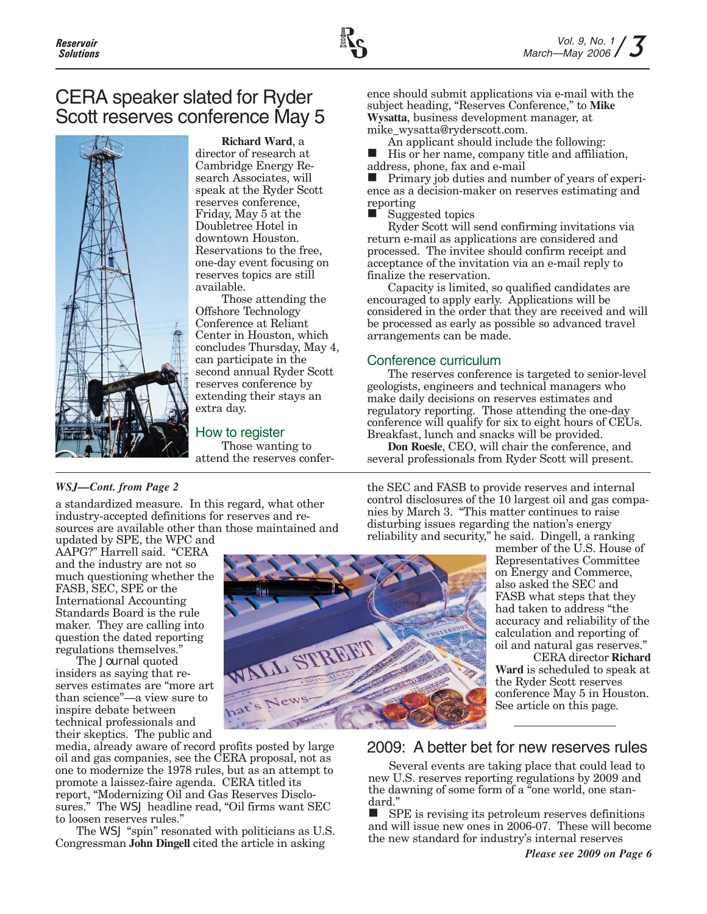# CERA speaker slated for Ryder Scott reserves conference May 5

**Richard Ward**, a director of research at Cambridge Energy Research Associates, will speak at the Ryder Scott reserves conference, Friday, May 5 at the Doubletree Hotel in downtown Houston. Reservations to the free, one-day event focusing on reserves topics are still available.

Those attending the Offshore Technology Conference at Reliant Center in Houston, which concludes Thursday, May 4, can participate in the second annual Ryder Scott reserves conference by extending their stays an extra day.

## How to register

Those wanting to attend the reserves conference should submit applications via e-mail with the subject heading, "Reserves Conference," to **Mike Wysatta**, business development manager, at mike_wysatta@ryderscott.com.

An applicant should include the following:

- His or her name, company title and affiliation, address, phone, fax and e-mail
- Primary job duties and number of years of experience as a decision-maker on reserves estimating and reporting
- Suggested topics

Ryder Scott will send confirming invitations via return e-mail as applications are considered and processed. The invitee should confirm receipt and acceptance of the invitation via an e-mail reply to finalize the reservation.

Capacity is limited, so qualified candidates are encouraged to apply early. Applications will be considered in the order that they are received and will be processed as early as possible so advanced travel arrangements can be made.

## Conference curriculum

The reserves conference is targeted to senior-level geologists, engineers and technical managers who make daily decisions on reserves estimates and regulatory reporting. Those attending the one-day conference will qualify for six to eight hours of CEUs. Breakfast, lunch and snacks will be provided.

**Don Roesle**, CEO, will chair the conference, and several professionals from Ryder Scott will present.

---

***WSJ—Cont. from Page 2***

a standardized measure. In this regard, what other industry-accepted definitions for reserves and resources are available other than those maintained and updated by SPE, the WPC and AAPG?" Harrell said. "CERA and the industry are not so much questioning whether the FASB, SEC, SPE or the International Accounting Standards Board is the rule maker. They are calling into question the dated reporting regulations themselves."

The *Journal* quoted insiders as saying that reserves estimates are "more art than science"—a view sure to inspire debate between technical professionals and their skeptics. The public and media, already aware of record profits posted by large oil and gas companies, see the CERA proposal, not as one to modernize the 1978 rules, but as an attempt to promote a laissez-faire agenda. CERA titled its report, "Modernizing Oil and Gas Reserves Disclosures." The *WSJ* headline read, "Oil firms want SEC to loosen reserves rules."

The *WSJ* "spin" resonated with politicians as U.S. Congressman **John Dingell** cited the article in asking the SEC and FASB to provide reserves and internal control disclosures of the 10 largest oil and gas companies by March 3. "This matter continues to raise disturbing issues regarding the nation's energy reliability and security," he said. Dingell, a ranking member of the U.S. House of Representatives Committee on Energy and Commerce, also asked the SEC and FASB what steps that they had taken to address "the accuracy and reliability of the calculation and reporting of oil and natural gas reserves."

CERA director **Richard Ward** is scheduled to speak at the Ryder Scott reserves conference May 5 in Houston. See article on this page.

---

# 2009: A better bet for new reserves rules

Several events are taking place that could lead to new U.S. reserves reporting regulations by 2009 and the dawning of some form of a "one world, one standard."

- SPE is revising its petroleum reserves definitions and will issue new ones in 2006-07. These will become the new standard for industry's internal reserves

***Please see 2009 on Page 6***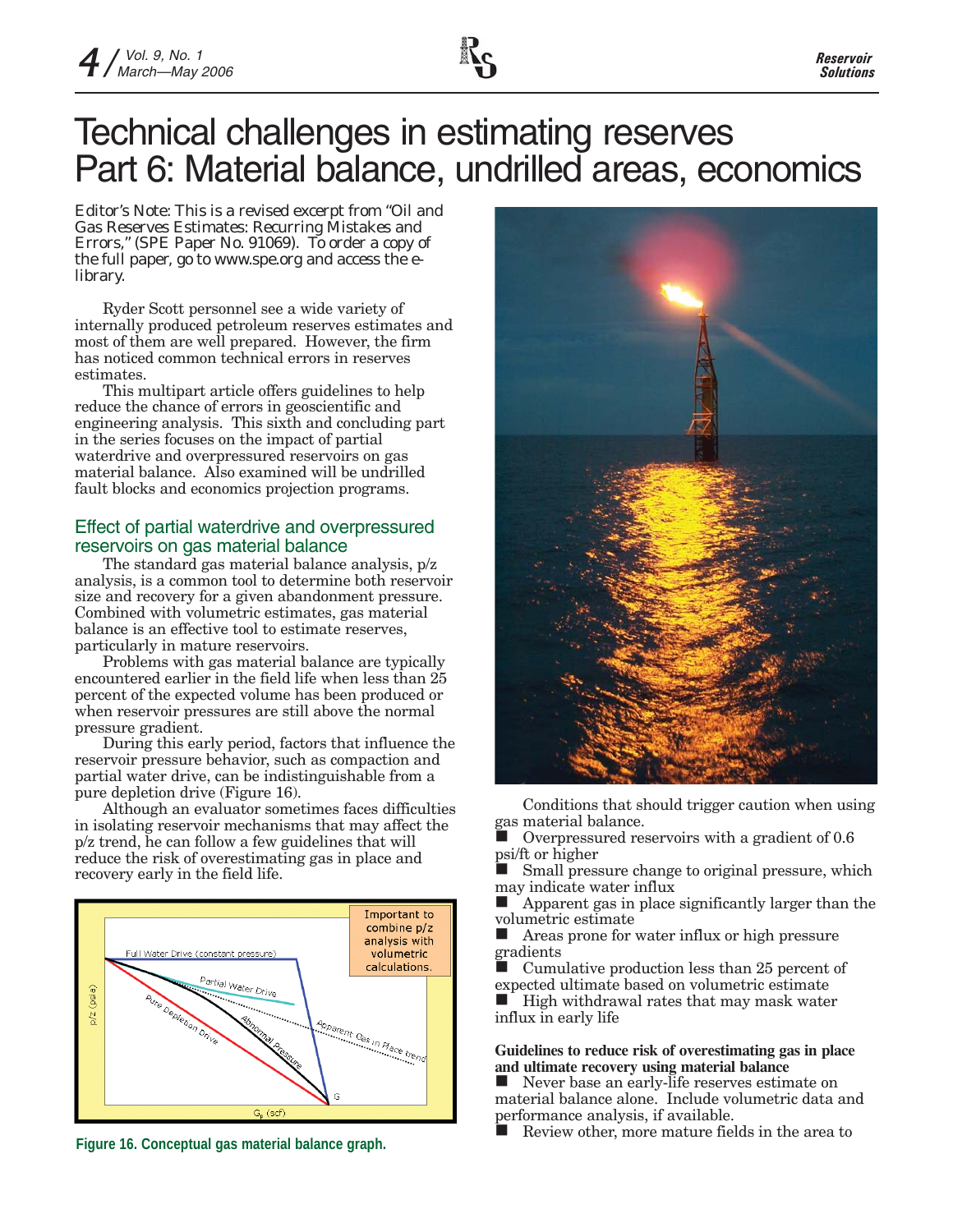# Technical challenges in estimating reserves Part 6: Material balance, undrilled areas, economics

Editor's Note: This is a revised excerpt from "Oil and Gas Reserves Estimates: Recurring Mistakes and Errors," (SPE Paper No. 91069). To order a copy of the full paper, go to www.spe.org and access the e-library.

Ryder Scott personnel see a wide variety of internally produced petroleum reserves estimates and most of them are well prepared. However, the firm has noticed common technical errors in reserves estimates.

This multipart article offers guidelines to help reduce the chance of errors in geoscientific and engineering analysis. This sixth and concluding part in the series focuses on the impact of partial waterdrive and overpressured reservoirs on gas material balance. Also examined will be undrilled fault blocks and economics projection programs.

## Effect of partial waterdrive and overpressured reservoirs on gas material balance

The standard gas material balance analysis, p/z analysis, is a common tool to determine both reservoir size and recovery for a given abandonment pressure. Combined with volumetric estimates, gas material balance is an effective tool to estimate reserves, particularly in mature reservoirs.

Problems with gas material balance are typically encountered earlier in the field life when less than 25 percent of the expected volume has been produced or when reservoir pressures are still above the normal pressure gradient.

During this early period, factors that influence the reservoir pressure behavior, such as compaction and partial water drive, can be indistinguishable from a pure depletion drive (Figure 16).

Although an evaluator sometimes faces difficulties in isolating reservoir mechanisms that may affect the p/z trend, he can follow a few guidelines that will reduce the risk of overestimating gas in place and recovery early in the field life.

Figure 16. Conceptual gas material balance graph.

Conditions that should trigger caution when using gas material balance.

- Overpressured reservoirs with a gradient of 0.6 psi/ft or higher
- Small pressure change to original pressure, which may indicate water influx
- Apparent gas in place significantly larger than the volumetric estimate
- Areas prone for water influx or high pressure gradients
- Cumulative production less than 25 percent of expected ultimate based on volumetric estimate
- High withdrawal rates that may mask water influx in early life

**Guidelines to reduce risk of overestimating gas in place and ultimate recovery using material balance**

- Never base an early-life reserves estimate on material balance alone. Include volumetric data and performance analysis, if available.
- Review other, more mature fields in the area to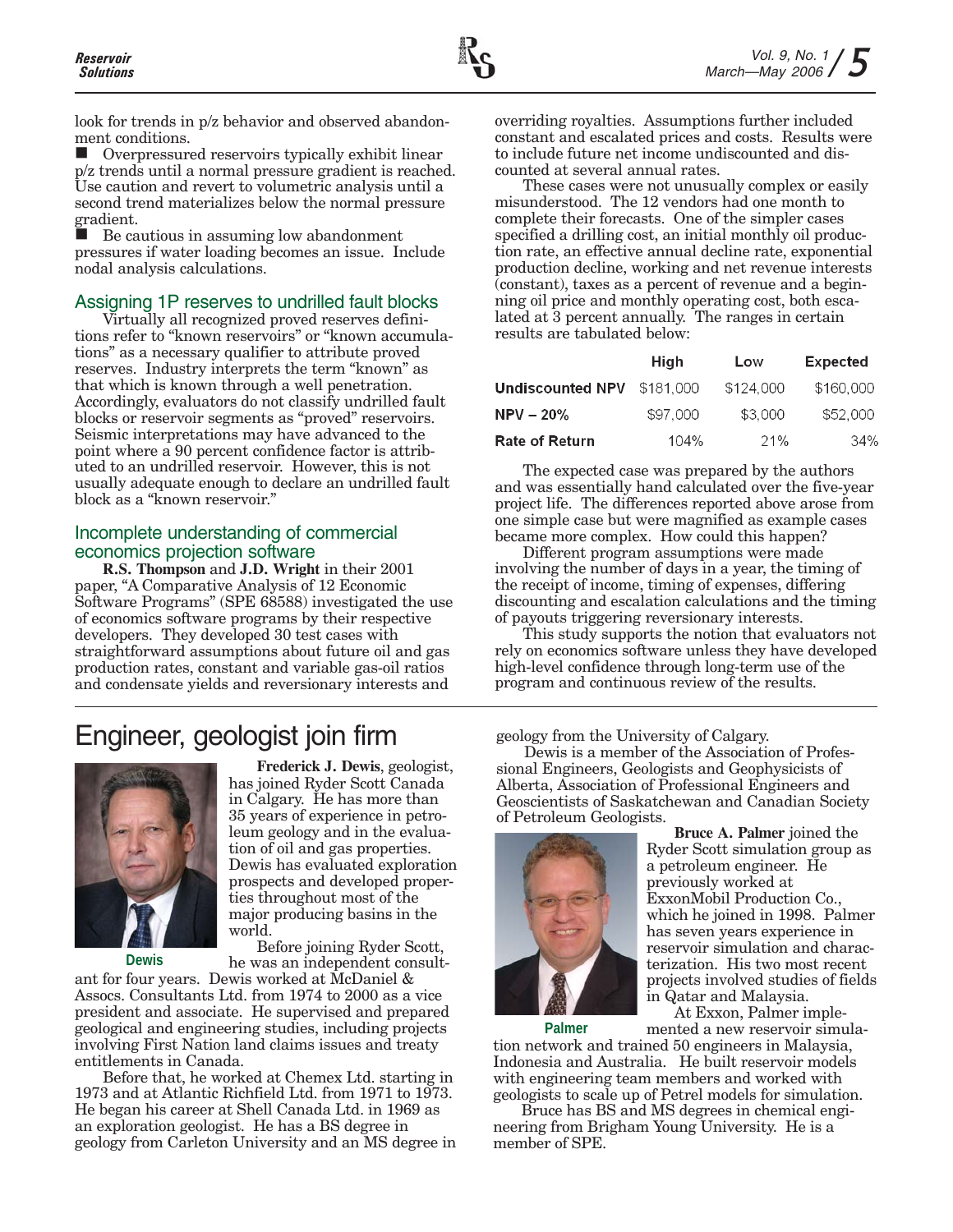look for trends in p/z behavior and observed abandonment conditions.

- Overpressured reservoirs typically exhibit linear p/z trends until a normal pressure gradient is reached. Use caution and revert to volumetric analysis until a second trend materializes below the normal pressure gradient.
- Be cautious in assuming low abandonment pressures if water loading becomes an issue. Include nodal analysis calculations.

## Assigning 1P reserves to undrilled fault blocks

Virtually all recognized proved reserves definitions refer to "known reservoirs" or "known accumulations" as a necessary qualifier to attribute proved reserves. Industry interprets the term "known" as that which is known through a well penetration. Accordingly, evaluators do not classify undrilled fault blocks or reservoir segments as "proved" reservoirs. Seismic interpretations may have advanced to the point where a 90 percent confidence factor is attributed to an undrilled reservoir. However, this is not usually adequate enough to declare an undrilled fault block as a "known reservoir."

## Incomplete understanding of commercial economics projection software

**R.S. Thompson** and **J.D. Wright** in their 2001 paper, "A Comparative Analysis of 12 Economic Software Programs" (SPE 68588) investigated the use of economics software programs by their respective developers. They developed 30 test cases with straightforward assumptions about future oil and gas production rates, constant and variable gas-oil ratios and condensate yields and reversionary interests and overriding royalties. Assumptions further included constant and escalated prices and costs. Results were to include future net income undiscounted and discounted at several annual rates.

These cases were not unusually complex or easily misunderstood. The 12 vendors had one month to complete their forecasts. One of the simpler cases specified a drilling cost, an initial monthly oil production rate, an effective annual decline rate, exponential production decline, working and net revenue interests (constant), taxes as a percent of revenue and a beginning oil price and monthly operating cost, both escalated at 3 percent annually. The ranges in certain results are tabulated below:

| | High | Low | Expected |
|---|---|---|---|
| **Undiscounted NPV** | $181,000 | $124,000 | $160,000 |
| **NPV – 20%** | $97,000 | $3,000 | $52,000 |
| **Rate of Return** | 104% | 21% | 34% |

The expected case was prepared by the authors and was essentially hand calculated over the five-year project life. The differences reported above arose from one simple case but were magnified as example cases became more complex. How could this happen?

Different program assumptions were made involving the number of days in a year, the timing of the receipt of income, timing of expenses, differing discounting and escalation calculations and the timing of payouts triggering reversionary interests.

This study supports the notion that evaluators not rely on economics software unless they have developed high-level confidence through long-term use of the program and continuous review of the results.

# Engineer, geologist join firm

Dewis

**Frederick J. Dewis**, geologist, has joined Ryder Scott Canada in Calgary. He has more than 35 years of experience in petroleum geology and in the evaluation of oil and gas properties. Dewis has evaluated exploration prospects and developed properties throughout most of the major producing basins in the world.

Before joining Ryder Scott, he was an independent consultant for four years. Dewis worked at McDaniel & Assocs. Consultants Ltd. from 1974 to 2000 as a vice president and associate. He supervised and prepared geological and engineering studies, including projects involving First Nation land claims issues and treaty entitlements in Canada.

Before that, he worked at Chemex Ltd. starting in 1973 and at Atlantic Richfield Ltd. from 1971 to 1973. He began his career at Shell Canada Ltd. in 1969 as an exploration geologist. He has a BS degree in geology from Carleton University and an MS degree in geology from the University of Calgary.

Dewis is a member of the Association of Professional Engineers, Geologists and Geophysicists of Alberta, Association of Professional Engineers and Geoscientists of Saskatchewan and Canadian Society of Petroleum Geologists.

Palmer

**Bruce A. Palmer** joined the Ryder Scott simulation group as a petroleum engineer. He previously worked at ExxonMobil Production Co., which he joined in 1998. Palmer has seven years experience in reservoir simulation and characterization. His two most recent projects involved studies of fields in Qatar and Malaysia.

At Exxon, Palmer implemented a new reservoir simulation network and trained 50 engineers in Malaysia, Indonesia and Australia. He built reservoir models with engineering team members and worked with geologists to scale up of Petrel models for simulation.

Bruce has BS and MS degrees in chemical engineering from Brigham Young University. He is a member of SPE.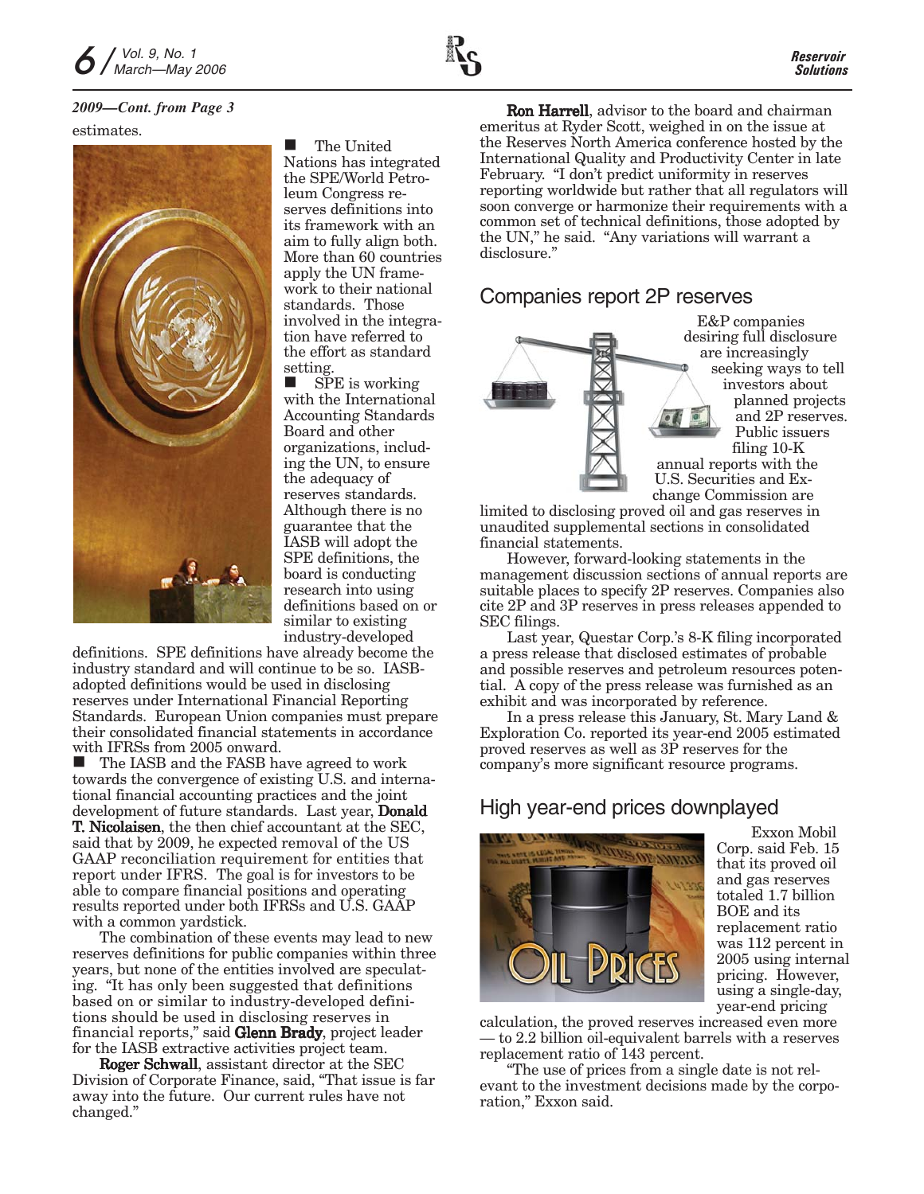*2009—Cont. from Page 3*

estimates.

- The United Nations has integrated the SPE/World Petroleum Congress reserves definitions into its framework with an aim to fully align both. More than 60 countries apply the UN framework to their national standards. Those involved in the integration have referred to the effort as standard setting.
- SPE is working with the International Accounting Standards Board and other organizations, including the UN, to ensure the adequacy of reserves standards. Although there is no guarantee that the IASB will adopt the SPE definitions, the board is conducting research into using definitions based on or similar to existing industry-developed definitions. SPE definitions have already become the industry standard and will continue to be so. IASB-adopted definitions would be used in disclosing reserves under International Financial Reporting Standards. European Union companies must prepare their consolidated financial statements in accordance with IFRSs from 2005 onward.
- The IASB and the FASB have agreed to work towards the convergence of existing U.S. and international financial accounting practices and the joint development of future standards. Last year, **Donald T. Nicolaisen**, the then chief accountant at the SEC, said that by 2009, he expected removal of the US GAAP reconciliation requirement for entities that report under IFRS. The goal is for investors to be able to compare financial positions and operating results reported under both IFRSs and U.S. GAAP with a common yardstick.

The combination of these events may lead to new reserves definitions for public companies within three years, but none of the entities involved are speculating. "It has only been suggested that definitions based on or similar to industry-developed definitions should be used in disclosing reserves in financial reports," said **Glenn Brady**, project leader for the IASB extractive activities project team.

**Roger Schwall**, assistant director at the SEC Division of Corporate Finance, said, "That issue is far away into the future. Our current rules have not changed."

**Ron Harrell**, advisor to the board and chairman emeritus at Ryder Scott, weighed in on the issue at the Reserves North America conference hosted by the International Quality and Productivity Center in late February. "I don't predict uniformity in reserves reporting worldwide but rather that all regulators will soon converge or harmonize their requirements with a common set of technical definitions, those adopted by the UN," he said. "Any variations will warrant a disclosure."

## Companies report 2P reserves

E&P companies desiring full disclosure are increasingly seeking ways to tell investors about planned projects and 2P reserves. Public issuers filing 10-K annual reports with the U.S. Securities and Exchange Commission are limited to disclosing proved oil and gas reserves in unaudited supplemental sections in consolidated financial statements.

However, forward-looking statements in the management discussion sections of annual reports are suitable places to specify 2P reserves. Companies also cite 2P and 3P reserves in press releases appended to SEC filings.

Last year, Questar Corp.'s 8-K filing incorporated a press release that disclosed estimates of probable and possible reserves and petroleum resources potential. A copy of the press release was furnished as an exhibit and was incorporated by reference.

In a press release this January, St. Mary Land & Exploration Co. reported its year-end 2005 estimated proved reserves as well as 3P reserves for the company's more significant resource programs.

## High year-end prices downplayed

Exxon Mobil Corp. said Feb. 15 that its proved oil and gas reserves totaled 1.7 billion BOE and its replacement ratio was 112 percent in 2005 using internal pricing. However, using a single-day, year-end pricing calculation, the proved reserves increased even more — to 2.2 billion oil-equivalent barrels with a reserves replacement ratio of 143 percent.

"The use of prices from a single date is not relevant to the investment decisions made by the corporation," Exxon said.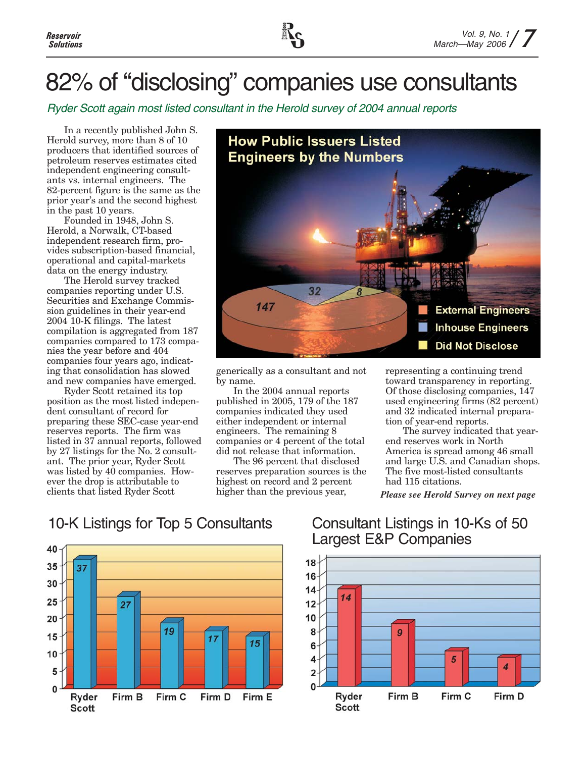# 82% of "disclosing" companies use consultants

*Ryder Scott again most listed consultant in the Herold survey of 2004 annual reports*

In a recently published John S. Herold survey, more than 8 of 10 producers that identified sources of petroleum reserves estimates cited independent engineering consultants vs. internal engineers. The 82-percent figure is the same as the prior year's and the second highest in the past 10 years.

Founded in 1948, John S. Herold, a Norwalk, CT-based independent research firm, provides subscription-based financial, operational and capital-markets data on the energy industry.

The Herold survey tracked companies reporting under U.S. Securities and Exchange Commission guidelines in their year-end 2004 10-K filings. The latest compilation is aggregated from 187 companies compared to 173 companies the year before and 404 companies four years ago, indicating that consolidation has slowed and new companies have emerged.

Ryder Scott retained its top position as the most listed independent consultant of record for preparing these SEC-case year-end reserves reports. The firm was listed in 37 annual reports, followed by 27 listings for the No. 2 consultant. The prior year, Ryder Scott was listed by 40 companies. However the drop is attributable to clients that listed Ryder Scott generically as a consultant and not by name.

In the 2004 annual reports published in 2005, 179 of the 187 companies indicated they used either independent or internal engineers. The remaining 8 companies or 4 percent of the total did not release that information.

The 96 percent that disclosed reserves preparation sources is the highest on record and 2 percent higher than the previous year, representing a continuing trend toward transparency in reporting. Of those disclosing companies, 147 used engineering firms (82 percent) and 32 indicated internal preparation of year-end reports.

The survey indicated that year-end reserves work in North America is spread among 46 small and large U.S. and Canadian shops. The five most-listed consultants had 115 citations.

***Please see Herold Survey on next page***

## How Public Issuers Listed Engineers by the Numbers

| Category | Companies |
|---|---|
| External Engineers | 147 |
| Inhouse Engineers | 32 |
| Did Not Disclose | 8 |

## 10-K Listings for Top 5 Consultants

| Consultant | Listings |
|---|---|
| Ryder Scott | 37 |
| Firm B | 27 |
| Firm C | 19 |
| Firm D | 17 |
| Firm E | 15 |

## Consultant Listings in 10-Ks of 50 Largest E&P Companies

| Consultant | Listings |
|---|---|
| Ryder Scott | 14 |
| Firm B | 9 |
| Firm C | 5 |
| Firm D | 4 |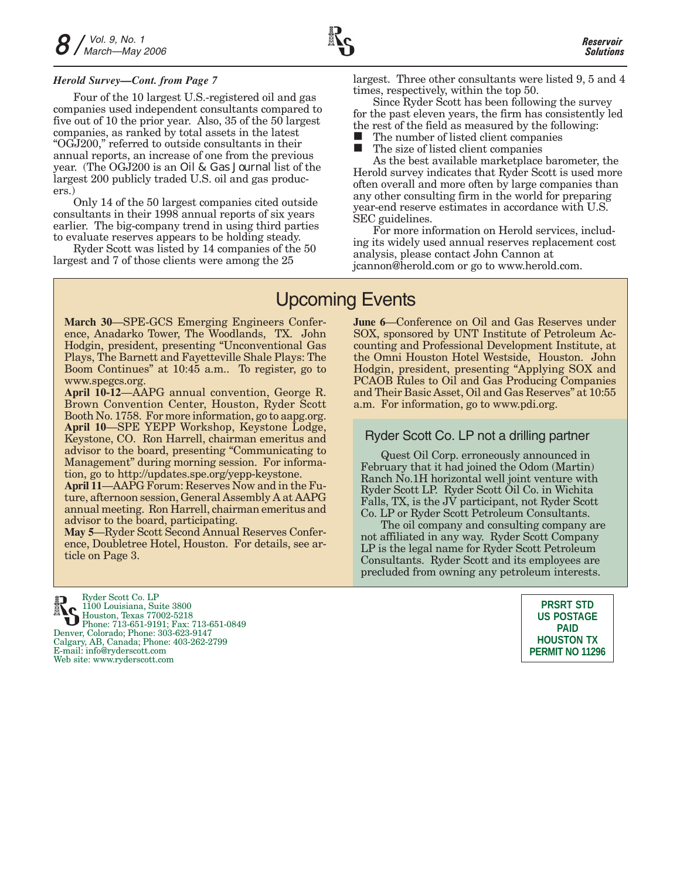*Herold Survey—Cont. from Page 7*

Four of the 10 largest U.S.-registered oil and gas companies used independent consultants compared to five out of 10 the prior year. Also, 35 of the 50 largest companies, as ranked by total assets in the latest "OGJ200," referred to outside consultants in their annual reports, an increase of one from the previous year. (The OGJ200 is an *Oil & Gas Journal* list of the largest 200 publicly traded U.S. oil and gas producers.)

Only 14 of the 50 largest companies cited outside consultants in their 1998 annual reports of six years earlier. The big-company trend in using third parties to evaluate reserves appears to be holding steady.

Ryder Scott was listed by 14 companies of the 50 largest and 7 of those clients were among the 25 largest. Three other consultants were listed 9, 5 and 4 times, respectively, within the top 50.

Since Ryder Scott has been following the survey for the past eleven years, the firm has consistently led the rest of the field as measured by the following:

- The number of listed client companies
- The size of listed client companies

As the best available marketplace barometer, the Herold survey indicates that Ryder Scott is used more often overall and more often by large companies than any other consulting firm in the world for preparing year-end reserve estimates in accordance with U.S. SEC guidelines.

For more information on Herold services, including its widely used annual reserves replacement cost analysis, please contact John Cannon at jcannon@herold.com or go to www.herold.com.

## Upcoming Events

**March 30**—SPE-GCS Emerging Engineers Conference, Anadarko Tower, The Woodlands, TX. John Hodgin, president, presenting "Unconventional Gas Plays, The Barnett and Fayetteville Shale Plays: The Boom Continues" at 10:45 a.m.. To register, go to www.spegcs.org.

**April 10-12**—AAPG annual convention, George R. Brown Convention Center, Houston, Ryder Scott Booth No. 1758. For more information, go to aapg.org.

**April 10**—SPE YEPP Workshop, Keystone Lodge, Keystone, CO. Ron Harrell, chairman emeritus and advisor to the board, presenting "Communicating to Management" during morning session. For information, go to http://updates.spe.org/yepp-keystone.

**April 11**—AAPG Forum: Reserves Now and in the Future, afternoon session, General Assembly A at AAPG annual meeting. Ron Harrell, chairman emeritus and advisor to the board, participating.

**May 5**—Ryder Scott Second Annual Reserves Conference, Doubletree Hotel, Houston. For details, see article on Page 3.

**June 6**—Conference on Oil and Gas Reserves under SOX, sponsored by UNT Institute of Petroleum Accounting and Professional Development Institute, at the Omni Houston Hotel Westside, Houston. John Hodgin, president, presenting "Applying SOX and PCAOB Rules to Oil and Gas Producing Companies and Their Basic Asset, Oil and Gas Reserves" at 10:55 a.m. For information, go to www.pdi.org.

### Ryder Scott Co. LP not a drilling partner

Quest Oil Corp. erroneously announced in February that it had joined the Odom (Martin) Ranch No.1H horizontal well joint venture with Ryder Scott LP. Ryder Scott Oil Co. in Wichita Falls, TX, is the JV participant, not Ryder Scott Co. LP or Ryder Scott Petroleum Consultants.

The oil company and consulting company are not affiliated in any way. Ryder Scott Company LP is the legal name for Ryder Scott Petroleum Consultants. Ryder Scott and its employees are precluded from owning any petroleum interests.

Ryder Scott Co. LP
1100 Louisiana, Suite 3800
Houston, Texas 77002-5218
Phone: 713-651-9191; Fax: 713-651-0849
Denver, Colorado; Phone: 303-623-9147
Calgary, AB, Canada; Phone: 403-262-2799
E-mail: info@ryderscott.com
Web site: www.ryderscott.com

PRSRT STD
US POSTAGE
PAID
HOUSTON TX
PERMIT NO 11296